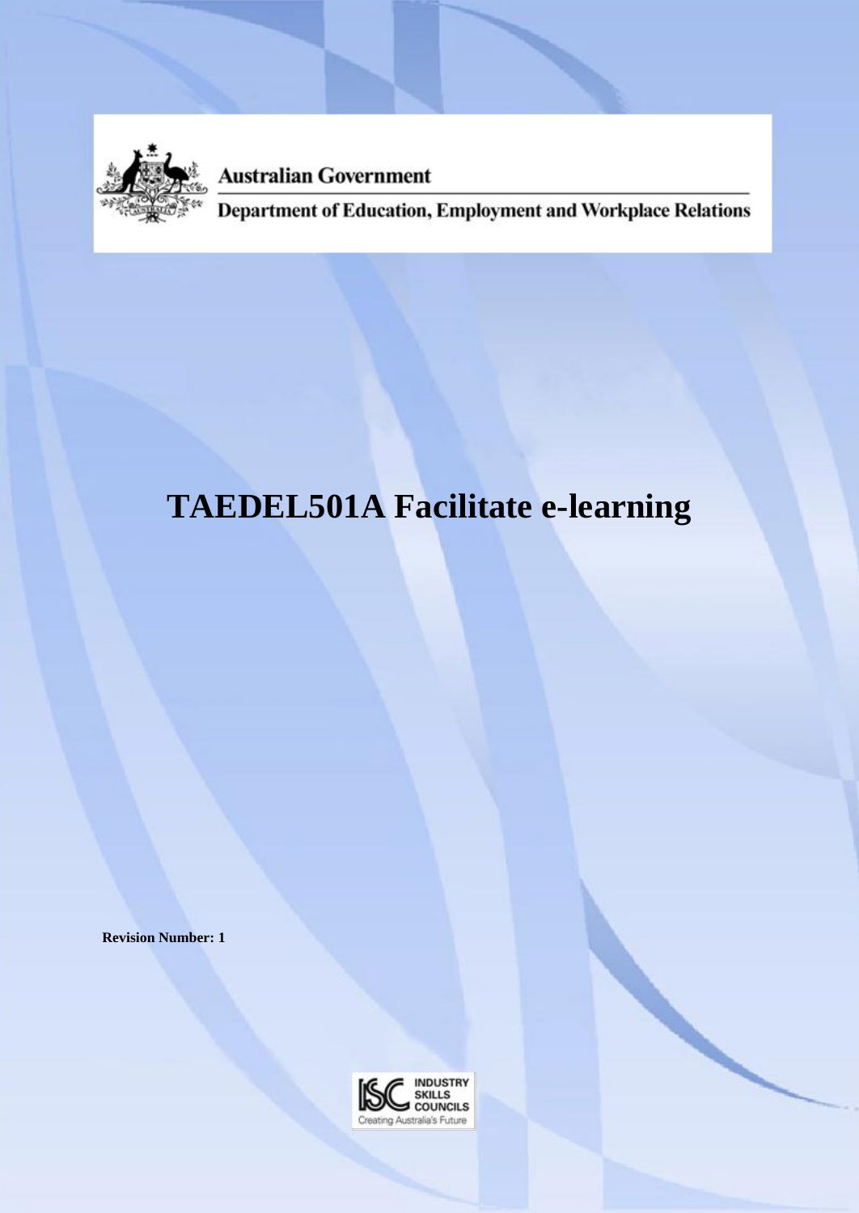Australian Government

Department of Education, Employment and Workplace Relations

# TAEDEL501A Facilitate e-learning

**Revision Number: 1**

INDUSTRY SKILLS COUNCILS

Creating Australia's Future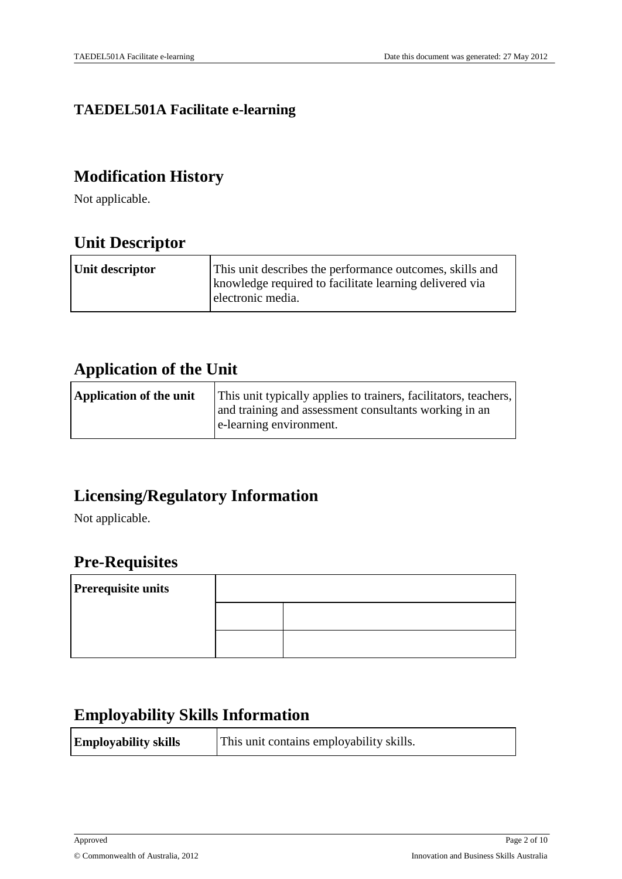# TAEDEL501A Facilitate e-learning

## Modification History

Not applicable.

## Unit Descriptor

| **Unit descriptor** | This unit describes the performance outcomes, skills and knowledge required to facilitate learning delivered via electronic media. |
|---|---|

## Application of the Unit

| **Application of the unit** | This unit typically applies to trainers, facilitators, teachers, and training and assessment consultants working in an e-learning environment. |
|---|---|

## Licensing/Regulatory Information

Not applicable.

## Pre-Requisites

| **Prerequisite units** | | |
|---|---|---|
| | | |
| | | |

## Employability Skills Information

| **Employability skills** | This unit contains employability skills. |
|---|---|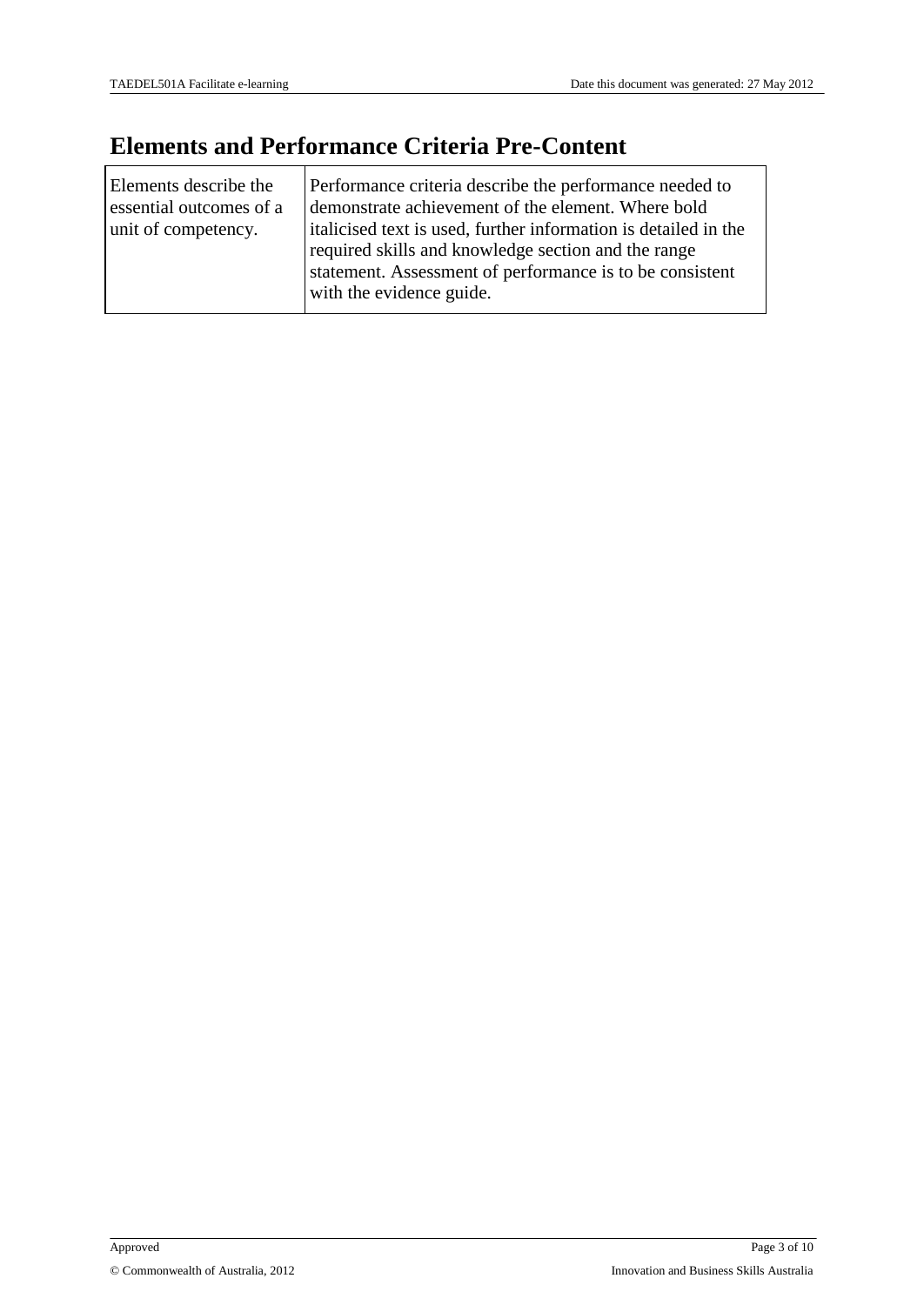# Elements and Performance Criteria Pre-Content

| Elements describe the essential outcomes of a unit of competency. | Performance criteria describe the performance needed to demonstrate achievement of the element. Where bold italicised text is used, further information is detailed in the required skills and knowledge section and the range statement. Assessment of performance is to be consistent with the evidence guide. |
|---|---|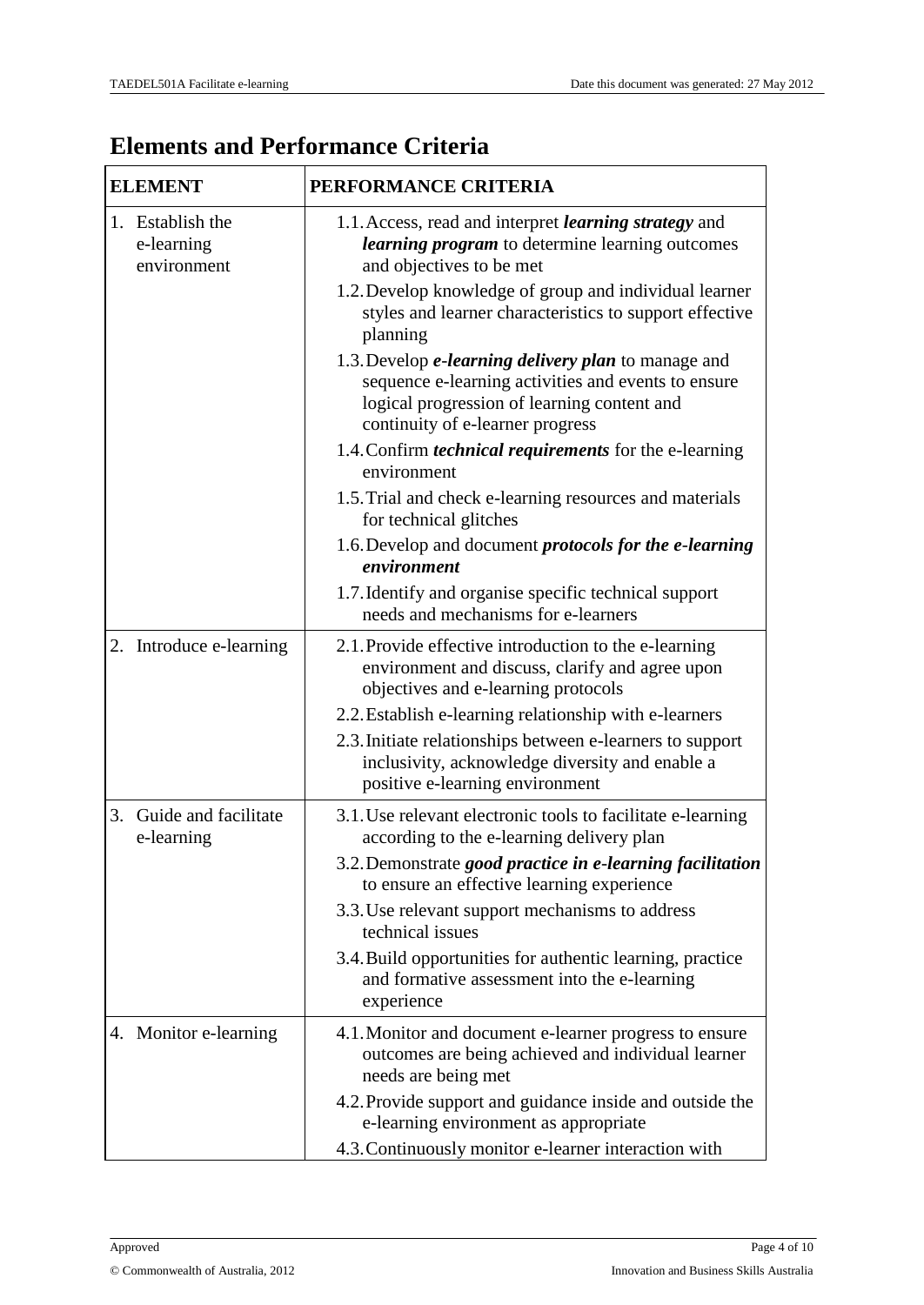## Elements and Performance Criteria

| ELEMENT | PERFORMANCE CRITERIA |
|---|---|
| 1. Establish the e-learning environment | 1.1. Access, read and interpret ***learning strategy*** and ***learning program*** to determine learning outcomes and objectives to be met<br>1.2. Develop knowledge of group and individual learner styles and learner characteristics to support effective planning<br>1.3. Develop ***e-learning delivery plan*** to manage and sequence e-learning activities and events to ensure logical progression of learning content and continuity of e-learner progress<br>1.4. Confirm ***technical requirements*** for the e-learning environment<br>1.5. Trial and check e-learning resources and materials for technical glitches<br>1.6. Develop and document ***protocols for the e-learning environment***<br>1.7. Identify and organise specific technical support needs and mechanisms for e-learners |
| 2. Introduce e-learning | 2.1. Provide effective introduction to the e-learning environment and discuss, clarify and agree upon objectives and e-learning protocols<br>2.2. Establish e-learning relationship with e-learners<br>2.3. Initiate relationships between e-learners to support inclusivity, acknowledge diversity and enable a positive e-learning environment |
| 3. Guide and facilitate e-learning | 3.1. Use relevant electronic tools to facilitate e-learning according to the e-learning delivery plan<br>3.2. Demonstrate ***good practice in e-learning facilitation*** to ensure an effective learning experience<br>3.3. Use relevant support mechanisms to address technical issues<br>3.4. Build opportunities for authentic learning, practice and formative assessment into the e-learning experience |
| 4. Monitor e-learning | 4.1. Monitor and document e-learner progress to ensure outcomes are being achieved and individual learner needs are being met<br>4.2. Provide support and guidance inside and outside the e-learning environment as appropriate<br>4.3. Continuously monitor e-learner interaction with |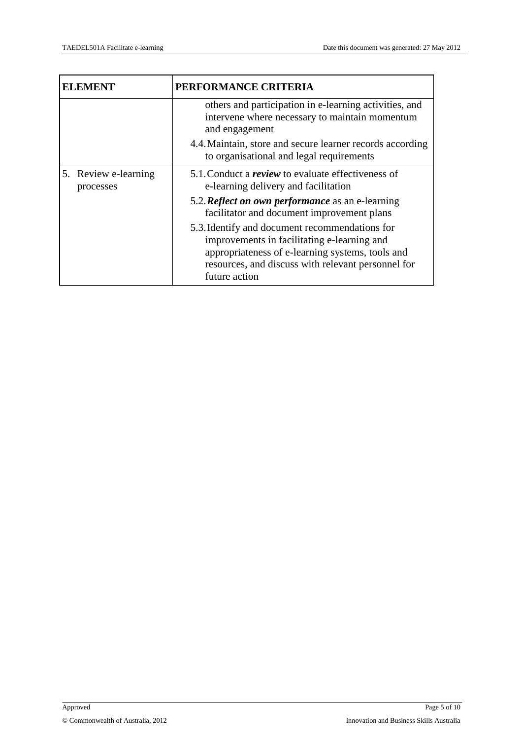| ELEMENT | PERFORMANCE CRITERIA |
|---|---|
| | others and participation in e-learning activities, and intervene where necessary to maintain momentum and engagement |
| | 4.4. Maintain, store and secure learner records according to organisational and legal requirements |
| 5. Review e-learning processes | 5.1. Conduct a ***review*** to evaluate effectiveness of e-learning delivery and facilitation |
| | 5.2. ***Reflect on own performance*** as an e-learning facilitator and document improvement plans |
| | 5.3. Identify and document recommendations for improvements in facilitating e-learning and appropriateness of e-learning systems, tools and resources, and discuss with relevant personnel for future action |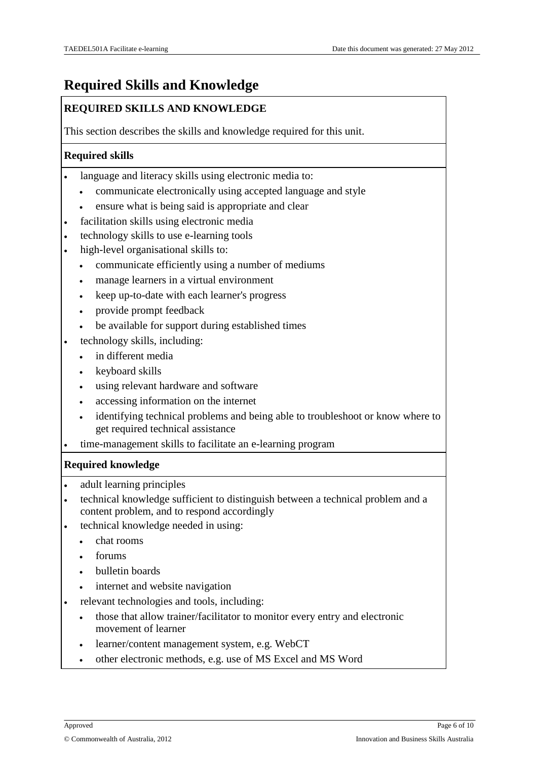# Required Skills and Knowledge

**REQUIRED SKILLS AND KNOWLEDGE**

This section describes the skills and knowledge required for this unit.

**Required skills**

- language and literacy skills using electronic media to:
  - communicate electronically using accepted language and style
  - ensure what is being said is appropriate and clear
- facilitation skills using electronic media
- technology skills to use e-learning tools
- high-level organisational skills to:
  - communicate efficiently using a number of mediums
  - manage learners in a virtual environment
  - keep up-to-date with each learner's progress
  - provide prompt feedback
  - be available for support during established times
- technology skills, including:
  - in different media
  - keyboard skills
  - using relevant hardware and software
  - accessing information on the internet
  - identifying technical problems and being able to troubleshoot or know where to get required technical assistance
- time-management skills to facilitate an e-learning program

**Required knowledge**

- adult learning principles
- technical knowledge sufficient to distinguish between a technical problem and a content problem, and to respond accordingly
- technical knowledge needed in using:
  - chat rooms
  - forums
  - bulletin boards
  - internet and website navigation
- relevant technologies and tools, including:
  - those that allow trainer/facilitator to monitor every entry and electronic movement of learner
  - learner/content management system, e.g. WebCT
  - other electronic methods, e.g. use of MS Excel and MS Word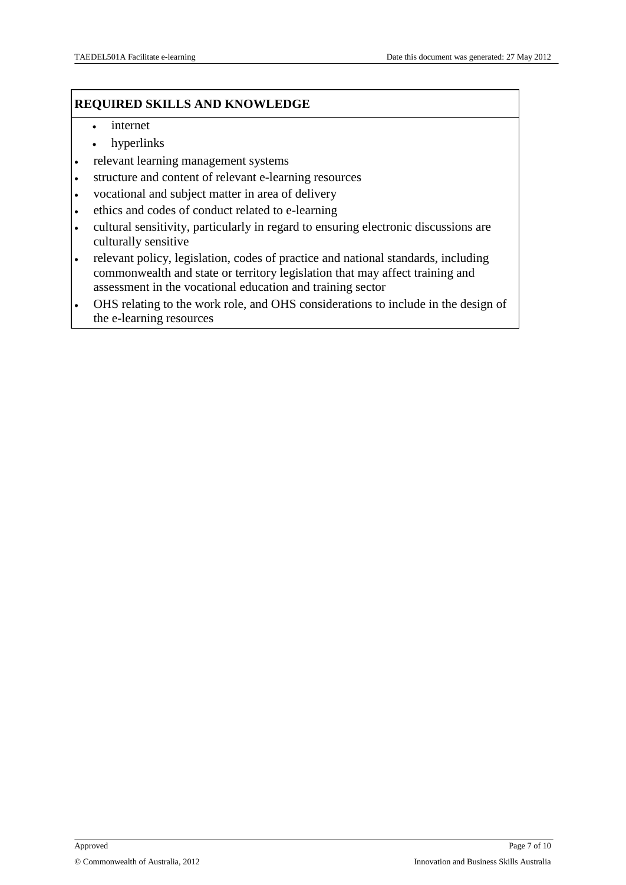**REQUIRED SKILLS AND KNOWLEDGE**

  - internet
  - hyperlinks
- relevant learning management systems
- structure and content of relevant e-learning resources
- vocational and subject matter in area of delivery
- ethics and codes of conduct related to e-learning
- cultural sensitivity, particularly in regard to ensuring electronic discussions are culturally sensitive
- relevant policy, legislation, codes of practice and national standards, including commonwealth and state or territory legislation that may affect training and assessment in the vocational education and training sector
- OHS relating to the work role, and OHS considerations to include in the design of the e-learning resources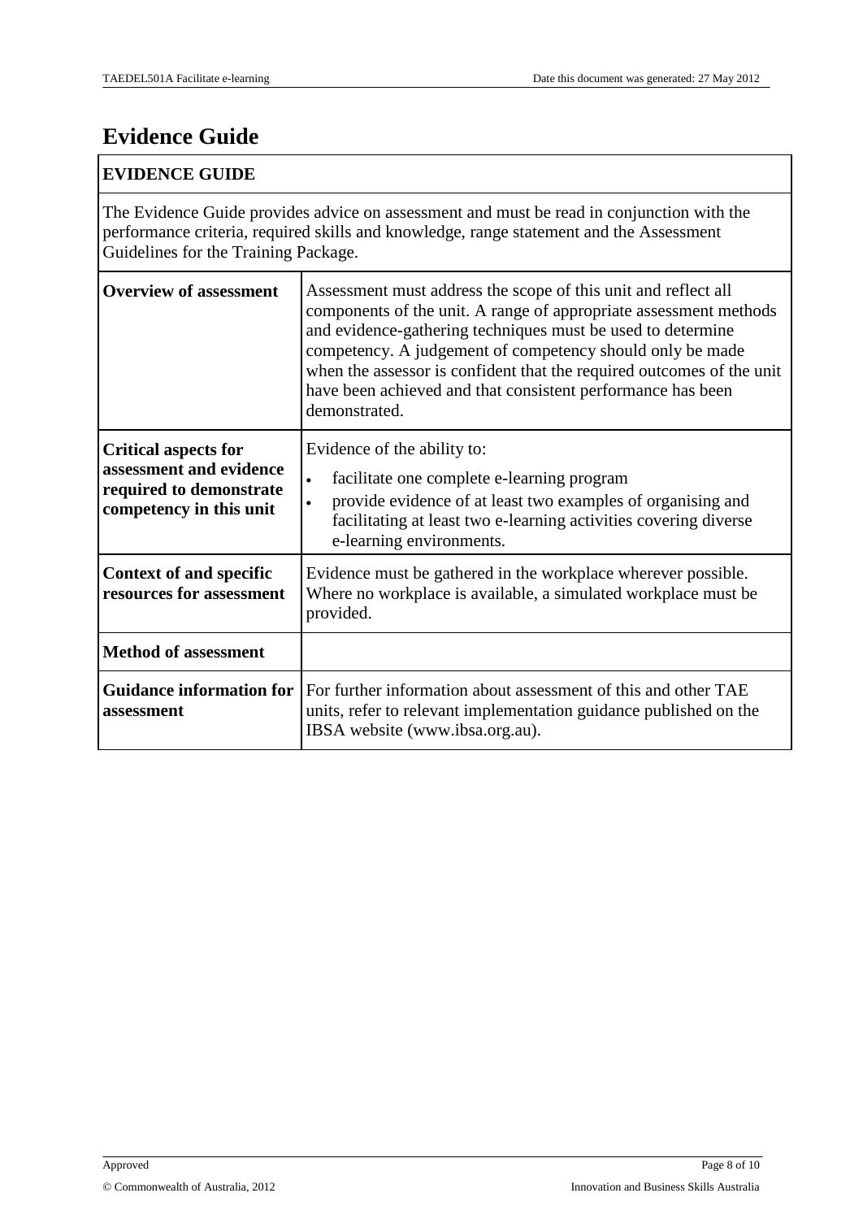# Evidence Guide

| EVIDENCE GUIDE | |
|---|---|
| The Evidence Guide provides advice on assessment and must be read in conjunction with the performance criteria, required skills and knowledge, range statement and the Assessment Guidelines for the Training Package. | |
| **Overview of assessment** | Assessment must address the scope of this unit and reflect all components of the unit. A range of appropriate assessment methods and evidence-gathering techniques must be used to determine competency. A judgement of competency should only be made when the assessor is confident that the required outcomes of the unit have been achieved and that consistent performance has been demonstrated. |
| **Critical aspects for assessment and evidence required to demonstrate competency in this unit** | Evidence of the ability to:<br>• facilitate one complete e-learning program<br>• provide evidence of at least two examples of organising and facilitating at least two e-learning activities covering diverse e-learning environments. |
| **Context of and specific resources for assessment** | Evidence must be gathered in the workplace wherever possible. Where no workplace is available, a simulated workplace must be provided. |
| **Method of assessment** | |
| **Guidance information for assessment** | For further information about assessment of this and other TAE units, refer to relevant implementation guidance published on the IBSA website (www.ibsa.org.au). |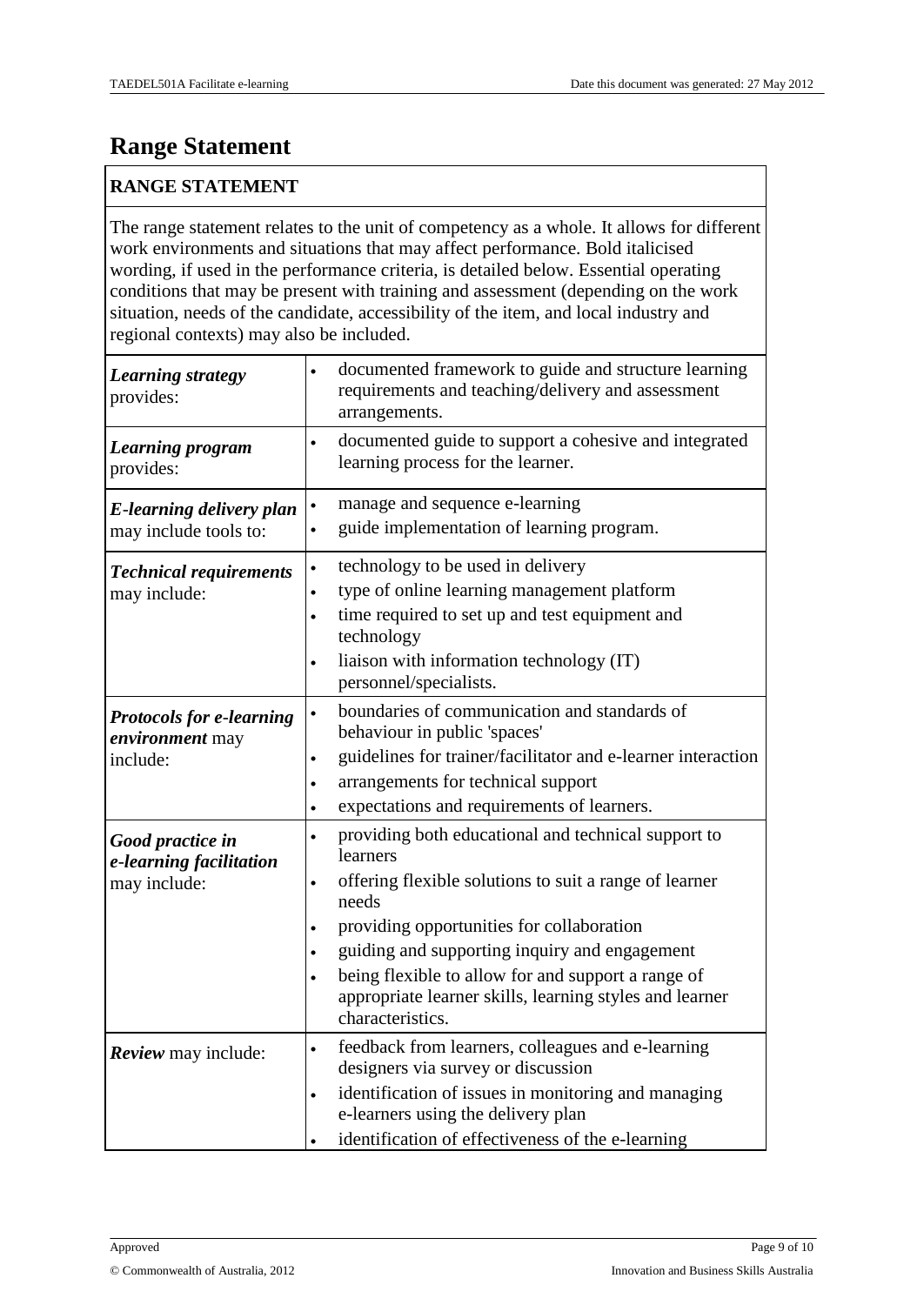## Range Statement

| RANGE STATEMENT | |
|---|---|
| The range statement relates to the unit of competency as a whole. It allows for different work environments and situations that may affect performance. Bold italicised wording, if used in the performance criteria, is detailed below. Essential operating conditions that may be present with training and assessment (depending on the work situation, needs of the candidate, accessibility of the item, and local industry and regional contexts) may also be included. | |
| ***Learning strategy*** provides: | • documented framework to guide and structure learning requirements and teaching/delivery and assessment arrangements. |
| ***Learning program*** provides: | • documented guide to support a cohesive and integrated learning process for the learner. |
| ***E-learning delivery plan*** may include tools to: | • manage and sequence e-learning<br>• guide implementation of learning program. |
| ***Technical requirements*** may include: | • technology to be used in delivery<br>• type of online learning management platform<br>• time required to set up and test equipment and technology<br>• liaison with information technology (IT) personnel/specialists. |
| ***Protocols for e-learning environment*** may include: | • boundaries of communication and standards of behaviour in public 'spaces'<br>• guidelines for trainer/facilitator and e-learner interaction<br>• arrangements for technical support<br>• expectations and requirements of learners. |
| ***Good practice in e-learning facilitation*** may include: | • providing both educational and technical support to learners<br>• offering flexible solutions to suit a range of learner needs<br>• providing opportunities for collaboration<br>• guiding and supporting inquiry and engagement<br>• being flexible to allow for and support a range of appropriate learner skills, learning styles and learner characteristics. |
| ***Review*** may include: | • feedback from learners, colleagues and e-learning designers via survey or discussion<br>• identification of issues in monitoring and managing e-learners using the delivery plan<br>• identification of effectiveness of the e-learning |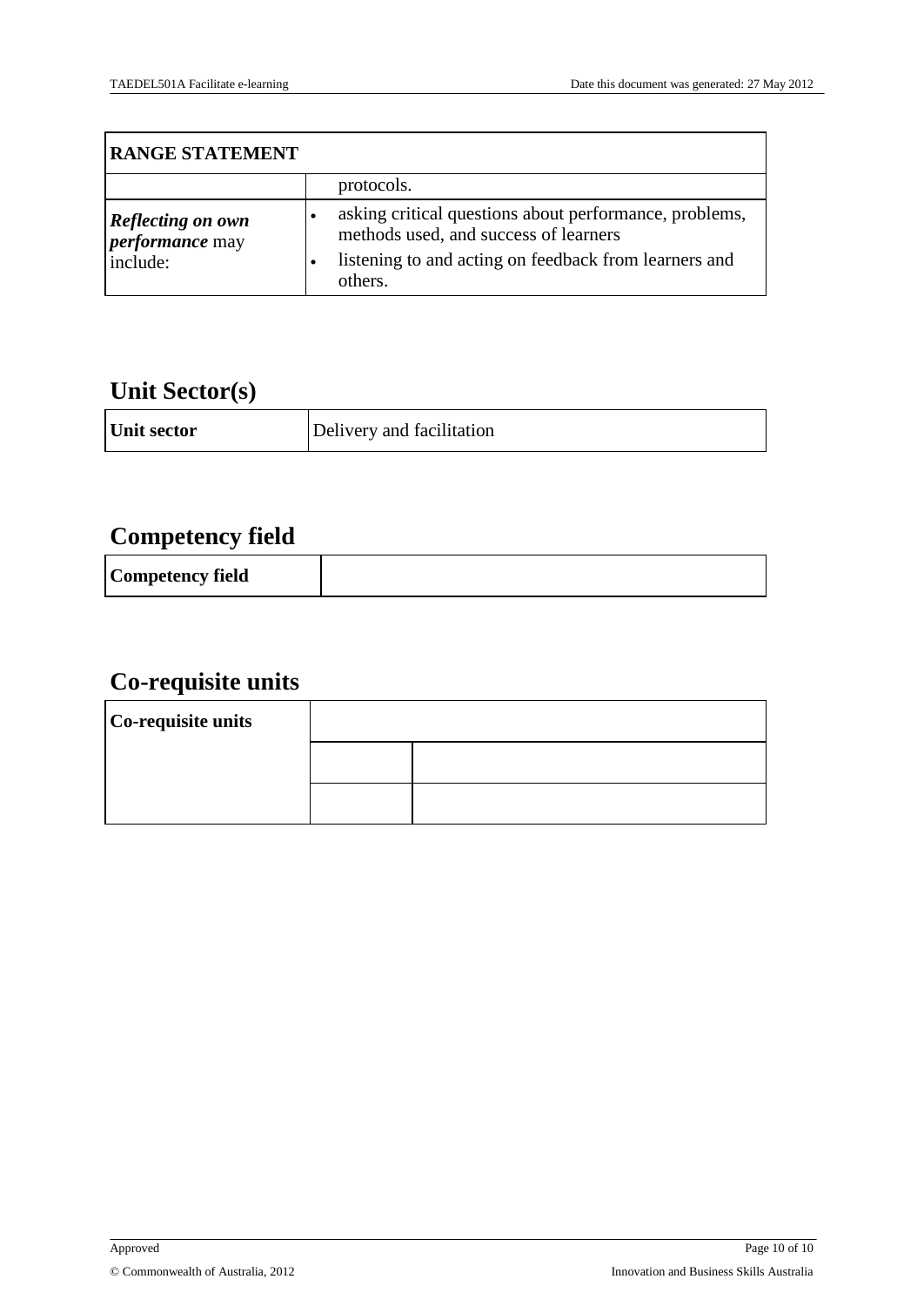| RANGE STATEMENT | |
|---|---|
| | protocols. |
| ***Reflecting on own performance*** may include: | • asking critical questions about performance, problems, methods used, and success of learners<br>• listening to and acting on feedback from learners and others. |

## Unit Sector(s)

| | |
|---|---|
| **Unit sector** | Delivery and facilitation |

## Competency field

| | |
|---|---|
| **Competency field** | |

## Co-requisite units

| | | |
|---|---|---|
| **Co-requisite units** | | |
| | | |
| | | |